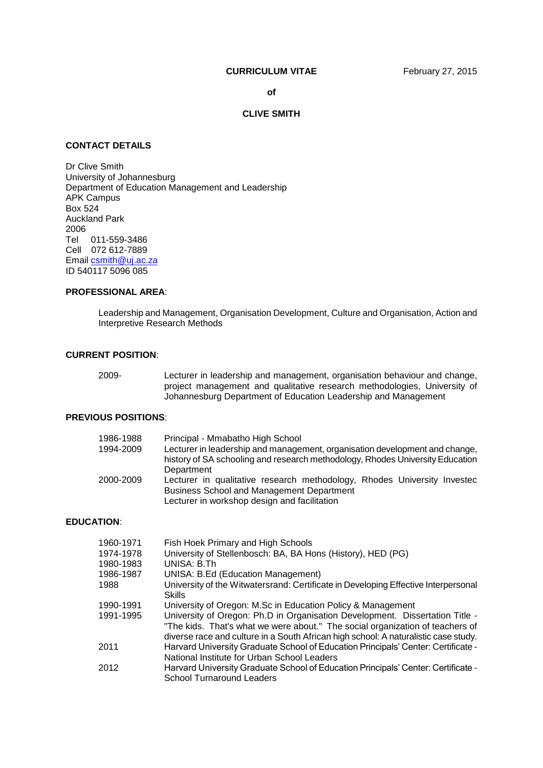**CURRICULUM VITAE** February 27, 2015

**of**

**CLIVE SMITH**

## CONTACT DETAILS

Dr Clive Smith
University of Johannesburg
Department of Education Management and Leadership
APK Campus
Box 524
Auckland Park
2006
Tel 011-559-3486
Cell 072 612-7889
Email csmith@uj.ac.za
ID 540117 5096 085

## PROFESSIONAL AREA:

Leadership and Management, Organisation Development, Culture and Organisation, Action and Interpretive Research Methods

## CURRENT POSITION:

| | |
|---|---|
| 2009- | Lecturer in leadership and management, organisation behaviour and change, project management and qualitative research methodologies, University of Johannesburg Department of Education Leadership and Management |

## PREVIOUS POSITIONS:

| | |
|---|---|
| 1986-1988 | Principal - Mmabatho High School |
| 1994-2009 | Lecturer in leadership and management, organisation development and change, history of SA schooling and research methodology, Rhodes University Education Department |
| 2000-2009 | Lecturer in qualitative research methodology, Rhodes University Investec Business School and Management Department<br>Lecturer in workshop design and facilitation |

## EDUCATION:

| | |
|---|---|
| 1960-1971 | Fish Hoek Primary and High Schools |
| 1974-1978 | University of Stellenbosch: BA, BA Hons (History), HED (PG) |
| 1980-1983 | UNISA: B.Th |
| 1986-1987 | UNISA: B.Ed (Education Management) |
| 1988 | University of the Witwatersrand: Certificate in Developing Effective Interpersonal Skills |
| 1990-1991 | University of Oregon: M.Sc in Education Policy & Management |
| 1991-1995 | University of Oregon: Ph.D in Organisation Development. Dissertation Title - "The kids. That's what we were about." The social organization of teachers of diverse race and culture in a South African high school: A naturalistic case study. |
| 2011 | Harvard University Graduate School of Education Principals' Center: Certificate - National Institute for Urban School Leaders |
| 2012 | Harvard University Graduate School of Education Principals' Center: Certificate - School Turnaround Leaders |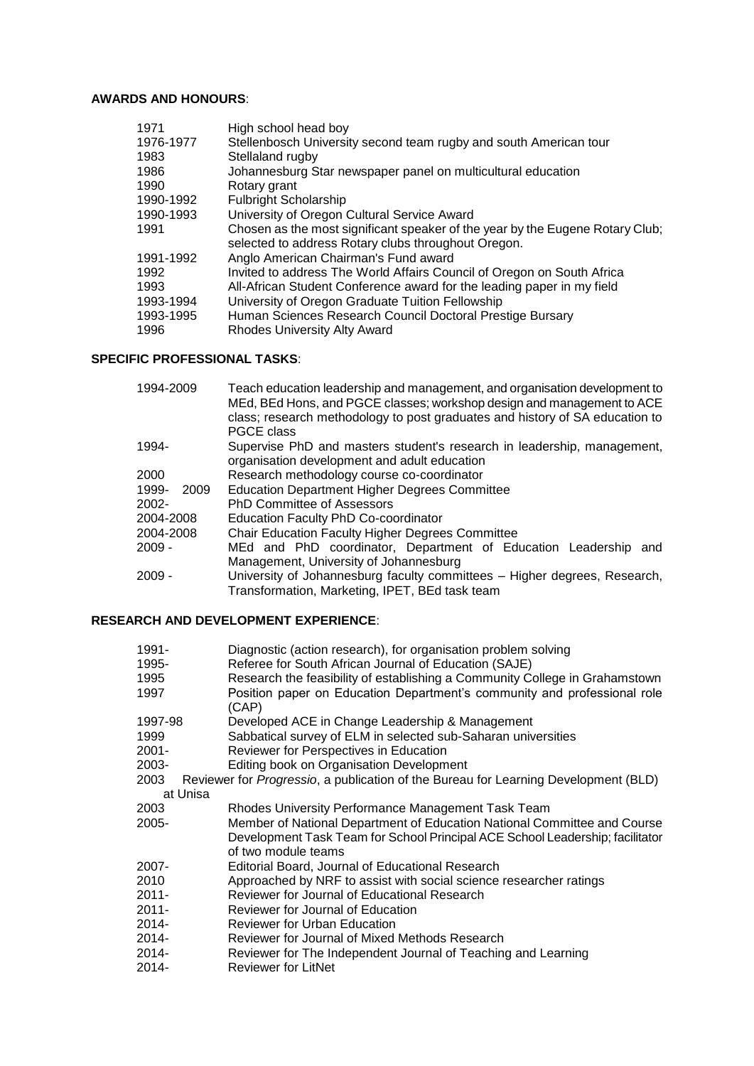**AWARDS AND HONOURS**:

| | |
|---|---|
| 1971 | High school head boy |
| 1976-1977 | Stellenbosch University second team rugby and south American tour |
| 1983 | Stellaland rugby |
| 1986 | Johannesburg Star newspaper panel on multicultural education |
| 1990 | Rotary grant |
| 1990-1992 | Fulbright Scholarship |
| 1990-1993 | University of Oregon Cultural Service Award |
| 1991 | Chosen as the most significant speaker of the year by the Eugene Rotary Club; selected to address Rotary clubs throughout Oregon. |
| 1991-1992 | Anglo American Chairman's Fund award |
| 1992 | Invited to address The World Affairs Council of Oregon on South Africa |
| 1993 | All-African Student Conference award for the leading paper in my field |
| 1993-1994 | University of Oregon Graduate Tuition Fellowship |
| 1993-1995 | Human Sciences Research Council Doctoral Prestige Bursary |
| 1996 | Rhodes University Alty Award |

**SPECIFIC PROFESSIONAL TASKS**:

| | |
|---|---|
| 1994-2009 | Teach education leadership and management, and organisation development to MEd, BEd Hons, and PGCE classes; workshop design and management to ACE class; research methodology to post graduates and history of SA education to PGCE class |
| 1994- | Supervise PhD and masters student's research in leadership, management, organisation development and adult education |
| 2000 | Research methodology course co-coordinator |
| 1999- 2009 | Education Department Higher Degrees Committee |
| 2002- | PhD Committee of Assessors |
| 2004-2008 | Education Faculty PhD Co-coordinator |
| 2004-2008 | Chair Education Faculty Higher Degrees Committee |
| 2009 - | MEd and PhD coordinator, Department of Education Leadership and Management, University of Johannesburg |
| 2009 - | University of Johannesburg faculty committees – Higher degrees, Research, Transformation, Marketing, IPET, BEd task team |

**RESEARCH AND DEVELOPMENT EXPERIENCE**:

| | |
|---|---|
| 1991- | Diagnostic (action research), for organisation problem solving |
| 1995- | Referee for South African Journal of Education (SAJE) |
| 1995 | Research the feasibility of establishing a Community College in Grahamstown |
| 1997 | Position paper on Education Department's community and professional role (CAP) |
| 1997-98 | Developed ACE in Change Leadership & Management |
| 1999 | Sabbatical survey of ELM in selected sub-Saharan universities |
| 2001- | Reviewer for Perspectives in Education |
| 2003- | Editing book on Organisation Development |
| 2003 | Reviewer for *Progressio*, a publication of the Bureau for Learning Development (BLD) at Unisa |
| 2003 | Rhodes University Performance Management Task Team |
| 2005- | Member of National Department of Education National Committee and Course Development Task Team for School Principal ACE School Leadership; facilitator of two module teams |
| 2007- | Editorial Board, Journal of Educational Research |
| 2010 | Approached by NRF to assist with social science researcher ratings |
| 2011- | Reviewer for Journal of Educational Research |
| 2011- | Reviewer for Journal of Education |
| 2014- | Reviewer for Urban Education |
| 2014- | Reviewer for Journal of Mixed Methods Research |
| 2014- | Reviewer for The Independent Journal of Teaching and Learning |
| 2014- | Reviewer for LitNet |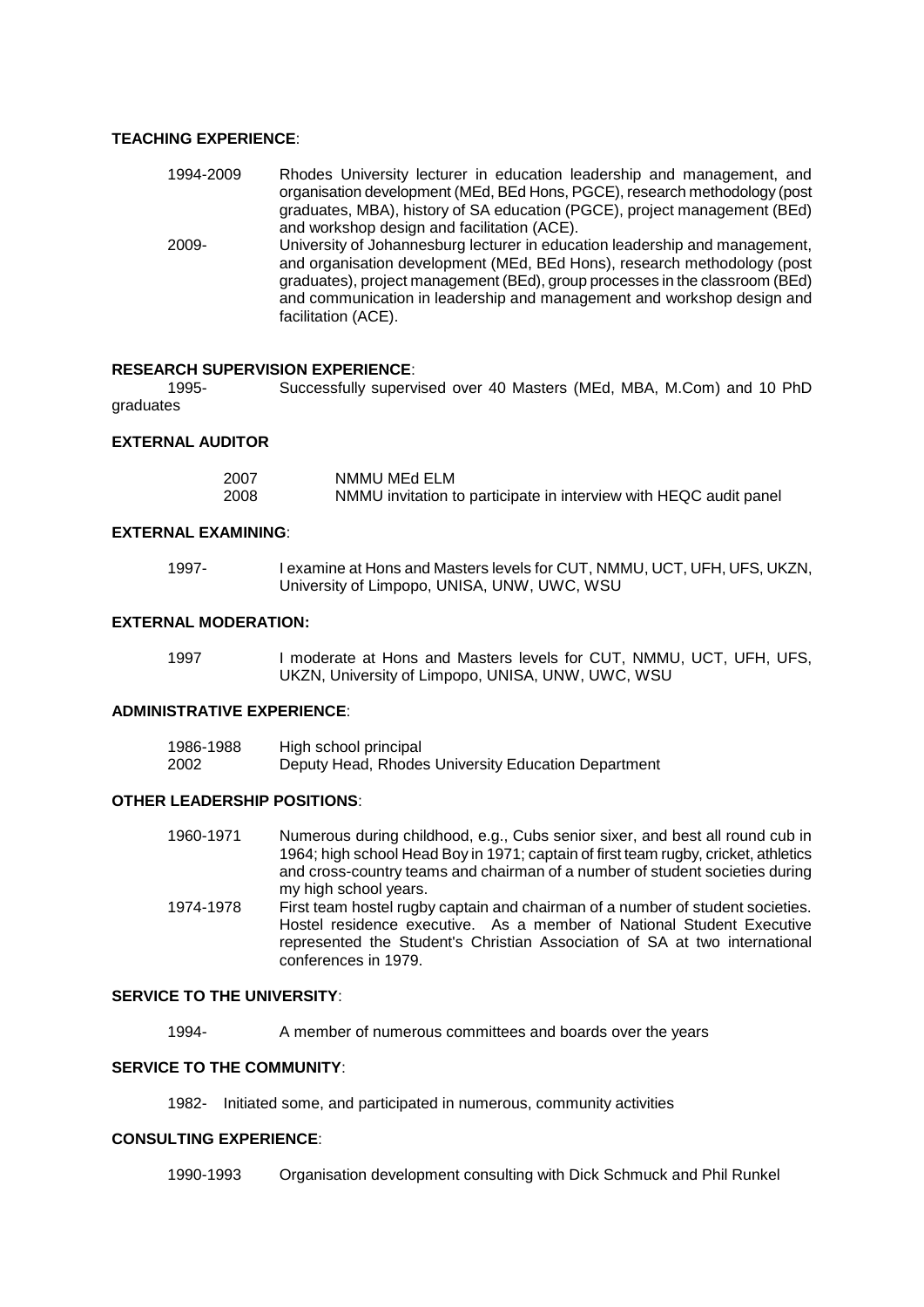**TEACHING EXPERIENCE**:

1994-2009 Rhodes University lecturer in education leadership and management, and organisation development (MEd, BEd Hons, PGCE), research methodology (post graduates, MBA), history of SA education (PGCE), project management (BEd) and workshop design and facilitation (ACE).

2009- University of Johannesburg lecturer in education leadership and management, and organisation development (MEd, BEd Hons), research methodology (post graduates), project management (BEd), group processes in the classroom (BEd) and communication in leadership and management and workshop design and facilitation (ACE).

**RESEARCH SUPERVISION EXPERIENCE**:

1995- Successfully supervised over 40 Masters (MEd, MBA, M.Com) and 10 PhD graduates

**EXTERNAL AUDITOR**

2007 NMMU MEd ELM

2008 NMMU invitation to participate in interview with HEQC audit panel

**EXTERNAL EXAMINING**:

1997- I examine at Hons and Masters levels for CUT, NMMU, UCT, UFH, UFS, UKZN, University of Limpopo, UNISA, UNW, UWC, WSU

**EXTERNAL MODERATION:**

1997 I moderate at Hons and Masters levels for CUT, NMMU, UCT, UFH, UFS, UKZN, University of Limpopo, UNISA, UNW, UWC, WSU

**ADMINISTRATIVE EXPERIENCE**:

1986-1988 High school principal

2002 Deputy Head, Rhodes University Education Department

**OTHER LEADERSHIP POSITIONS**:

1960-1971 Numerous during childhood, e.g., Cubs senior sixer, and best all round cub in 1964; high school Head Boy in 1971; captain of first team rugby, cricket, athletics and cross-country teams and chairman of a number of student societies during my high school years.

1974-1978 First team hostel rugby captain and chairman of a number of student societies. Hostel residence executive. As a member of National Student Executive represented the Student's Christian Association of SA at two international conferences in 1979.

**SERVICE TO THE UNIVERSITY**:

1994- A member of numerous committees and boards over the years

**SERVICE TO THE COMMUNITY**:

1982- Initiated some, and participated in numerous, community activities

**CONSULTING EXPERIENCE**:

1990-1993 Organisation development consulting with Dick Schmuck and Phil Runkel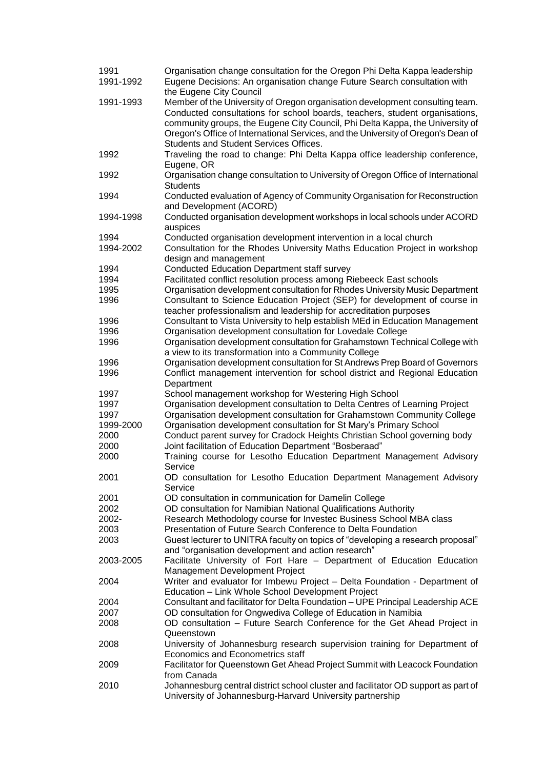| | |
|---|---|
| 1991 | Organisation change consultation for the Oregon Phi Delta Kappa leadership |
| 1991-1992 | Eugene Decisions: An organisation change Future Search consultation with the Eugene City Council |
| 1991-1993 | Member of the University of Oregon organisation development consulting team. Conducted consultations for school boards, teachers, student organisations, community groups, the Eugene City Council, Phi Delta Kappa, the University of Oregon's Office of International Services, and the University of Oregon's Dean of Students and Student Services Offices. |
| 1992 | Traveling the road to change: Phi Delta Kappa office leadership conference, Eugene, OR |
| 1992 | Organisation change consultation to University of Oregon Office of International Students |
| 1994 | Conducted evaluation of Agency of Community Organisation for Reconstruction and Development (ACORD) |
| 1994-1998 | Conducted organisation development workshops in local schools under ACORD auspices |
| 1994 | Conducted organisation development intervention in a local church |
| 1994-2002 | Consultation for the Rhodes University Maths Education Project in workshop design and management |
| 1994 | Conducted Education Department staff survey |
| 1994 | Facilitated conflict resolution process among Riebeeck East schools |
| 1995 | Organisation development consultation for Rhodes University Music Department |
| 1996 | Consultant to Science Education Project (SEP) for development of course in teacher professionalism and leadership for accreditation purposes |
| 1996 | Consultant to Vista University to help establish MEd in Education Management |
| 1996 | Organisation development consultation for Lovedale College |
| 1996 | Organisation development consultation for Grahamstown Technical College with a view to its transformation into a Community College |
| 1996 | Organisation development consultation for St Andrews Prep Board of Governors |
| 1996 | Conflict management intervention for school district and Regional Education Department |
| 1997 | School management workshop for Westering High School |
| 1997 | Organisation development consultation to Delta Centres of Learning Project |
| 1997 | Organisation development consultation for Grahamstown Community College |
| 1999-2000 | Organisation development consultation for St Mary's Primary School |
| 2000 | Conduct parent survey for Cradock Heights Christian School governing body |
| 2000 | Joint facilitation of Education Department "Bosberaad" |
| 2000 | Training course for Lesotho Education Department Management Advisory Service |
| 2001 | OD consultation for Lesotho Education Department Management Advisory Service |
| 2001 | OD consultation in communication for Damelin College |
| 2002 | OD consultation for Namibian National Qualifications Authority |
| 2002- | Research Methodology course for Investec Business School MBA class |
| 2003 | Presentation of Future Search Conference to Delta Foundation |
| 2003 | Guest lecturer to UNITRA faculty on topics of "developing a research proposal" and "organisation development and action research" |
| 2003-2005 | Facilitate University of Fort Hare – Department of Education Education Management Development Project |
| 2004 | Writer and evaluator for Imbewu Project – Delta Foundation - Department of Education – Link Whole School Development Project |
| 2004 | Consultant and facilitator for Delta Foundation – UPE Principal Leadership ACE |
| 2007 | OD consultation for Ongwediva College of Education in Namibia |
| 2008 | OD consultation – Future Search Conference for the Get Ahead Project in Queenstown |
| 2008 | University of Johannesburg research supervision training for Department of Economics and Econometrics staff |
| 2009 | Facilitator for Queenstown Get Ahead Project Summit with Leacock Foundation from Canada |
| 2010 | Johannesburg central district school cluster and facilitator OD support as part of University of Johannesburg-Harvard University partnership |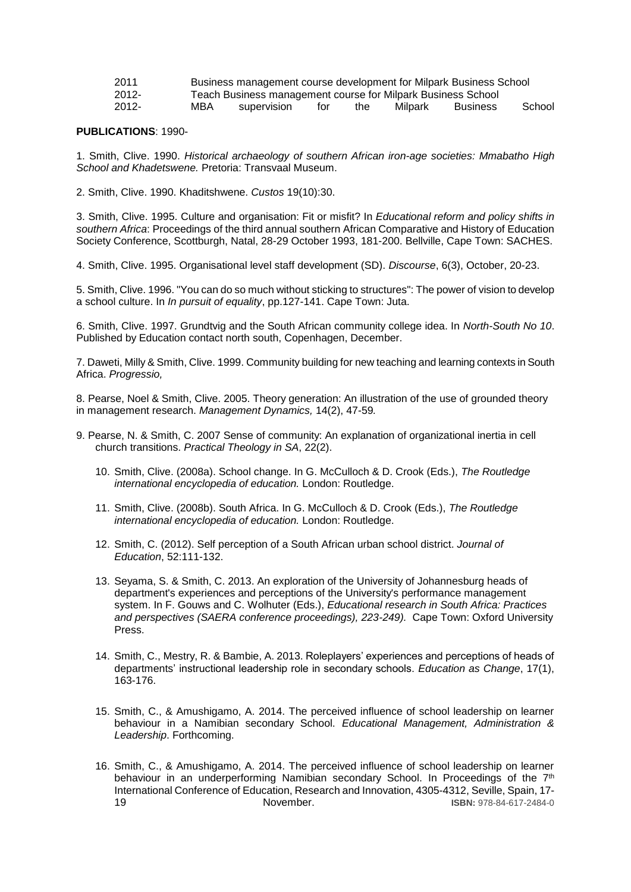| | |
|---|---|
| 2011 | Business management course development for Milpark Business School |
| 2012- | Teach Business management course for Milpark Business School |
| 2012- | MBA supervision for the Milpark Business School |

**PUBLICATIONS**: 1990-

1. Smith, Clive. 1990. *Historical archaeology of southern African iron-age societies: Mmabatho High School and Khadetswene.* Pretoria: Transvaal Museum.

2. Smith, Clive. 1990. Khaditshwene. *Custos* 19(10):30.

3. Smith, Clive. 1995. Culture and organisation: Fit or misfit? In *Educational reform and policy shifts in southern Africa*: Proceedings of the third annual southern African Comparative and History of Education Society Conference, Scottburgh, Natal, 28-29 October 1993, 181-200. Bellville, Cape Town: SACHES.

4. Smith, Clive. 1995. Organisational level staff development (SD). *Discourse*, 6(3), October, 20-23.

5. Smith, Clive. 1996. "You can do so much without sticking to structures": The power of vision to develop a school culture. In *In pursuit of equality*, pp.127-141. Cape Town: Juta.

6. Smith, Clive. 1997. Grundtvig and the South African community college idea. In *North-South No 10*. Published by Education contact north south, Copenhagen, December.

7. Daweti, Milly & Smith, Clive. 1999. Community building for new teaching and learning contexts in South Africa. *Progressio,*

8. Pearse, Noel & Smith, Clive. 2005. Theory generation: An illustration of the use of grounded theory in management research. *Management Dynamics,* 14(2), 47-59*.*

9. Pearse, N. & Smith, C. 2007 Sense of community: An explanation of organizational inertia in cell church transitions. *Practical Theology in SA*, 22(2).

10. Smith, Clive. (2008a). School change. In G. McCulloch & D. Crook (Eds.), *The Routledge international encyclopedia of education.* London: Routledge.

11. Smith, Clive. (2008b). South Africa. In G. McCulloch & D. Crook (Eds.), *The Routledge international encyclopedia of education.* London: Routledge.

12. Smith, C. (2012). Self perception of a South African urban school district. *Journal of Education*, 52:111-132.

13. Seyama, S. & Smith, C. 2013. An exploration of the University of Johannesburg heads of department's experiences and perceptions of the University's performance management system. In F. Gouws and C. Wolhuter (Eds.), *Educational research in South Africa: Practices and perspectives (SAERA conference proceedings), 223-249).* Cape Town: Oxford University Press.

14. Smith, C., Mestry, R. & Bambie, A. 2013. Roleplayers' experiences and perceptions of heads of departments' instructional leadership role in secondary schools. *Education as Change*, 17(1), 163-176.

15. Smith, C., & Amushigamo, A. 2014. The perceived influence of school leadership on learner behaviour in a Namibian secondary School. *Educational Management, Administration & Leadership*. Forthcoming.

16. Smith, C., & Amushigamo, A. 2014. The perceived influence of school leadership on learner behaviour in an underperforming Namibian secondary School. In Proceedings of the 7th International Conference of Education, Research and Innovation, 4305-4312, Seville, Spain, 17-19 November. **ISBN:** 978-84-617-2484-0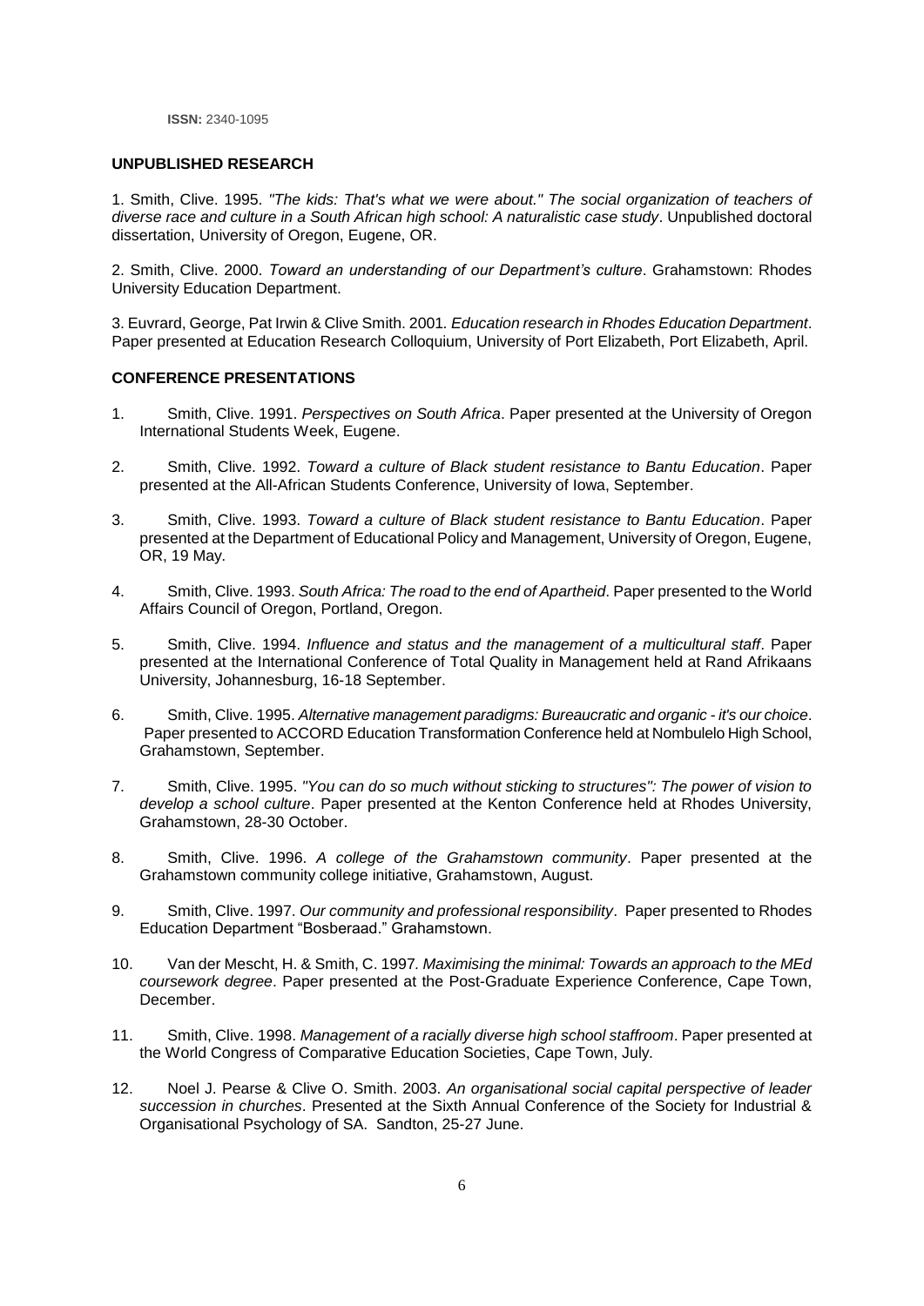**ISSN:** 2340-1095

**UNPUBLISHED RESEARCH**

1. Smith, Clive. 1995. *"The kids: That's what we were about." The social organization of teachers of diverse race and culture in a South African high school: A naturalistic case study*. Unpublished doctoral dissertation, University of Oregon, Eugene, OR.

2. Smith, Clive. 2000. *Toward an understanding of our Department's culture*. Grahamstown: Rhodes University Education Department.

3. Euvrard, George, Pat Irwin & Clive Smith. 2001. *Education research in Rhodes Education Department*. Paper presented at Education Research Colloquium, University of Port Elizabeth, Port Elizabeth, April.

**CONFERENCE PRESENTATIONS**

1. Smith, Clive. 1991. *Perspectives on South Africa*. Paper presented at the University of Oregon International Students Week, Eugene.

2. Smith, Clive. 1992. *Toward a culture of Black student resistance to Bantu Education*. Paper presented at the All-African Students Conference, University of Iowa, September.

3. Smith, Clive. 1993. *Toward a culture of Black student resistance to Bantu Education*. Paper presented at the Department of Educational Policy and Management, University of Oregon, Eugene, OR, 19 May.

4. Smith, Clive. 1993. *South Africa: The road to the end of Apartheid*. Paper presented to the World Affairs Council of Oregon, Portland, Oregon.

5. Smith, Clive. 1994. *Influence and status and the management of a multicultural staff*. Paper presented at the International Conference of Total Quality in Management held at Rand Afrikaans University, Johannesburg, 16-18 September.

6. Smith, Clive. 1995. *Alternative management paradigms: Bureaucratic and organic - it's our choice*. Paper presented to ACCORD Education Transformation Conference held at Nombulelo High School, Grahamstown, September.

7. Smith, Clive. 1995. *"You can do so much without sticking to structures": The power of vision to develop a school culture*. Paper presented at the Kenton Conference held at Rhodes University, Grahamstown, 28-30 October.

8. Smith, Clive. 1996. *A college of the Grahamstown community*. Paper presented at the Grahamstown community college initiative, Grahamstown, August.

9. Smith, Clive. 1997. *Our community and professional responsibility*. Paper presented to Rhodes Education Department "Bosberaad." Grahamstown.

10. Van der Mescht, H. & Smith, C. 1997*. Maximising the minimal: Towards an approach to the MEd coursework degree*. Paper presented at the Post-Graduate Experience Conference, Cape Town, December.

11. Smith, Clive. 1998. *Management of a racially diverse high school staffroom*. Paper presented at the World Congress of Comparative Education Societies, Cape Town, July.

12. Noel J. Pearse & Clive O. Smith. 2003. *An organisational social capital perspective of leader succession in churches*. Presented at the Sixth Annual Conference of the Society for Industrial & Organisational Psychology of SA. Sandton, 25-27 June.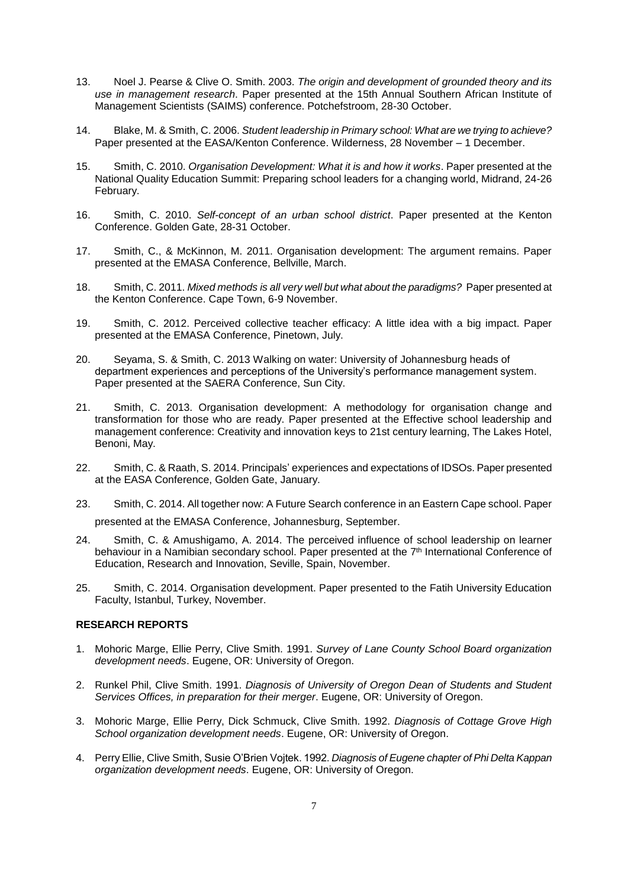13. Noel J. Pearse & Clive O. Smith. 2003. *The origin and development of grounded theory and its use in management research*. Paper presented at the 15th Annual Southern African Institute of Management Scientists (SAIMS) conference. Potchefstroom, 28-30 October.

14. Blake, M. & Smith, C. 2006. *Student leadership in Primary school: What are we trying to achieve?* Paper presented at the EASA/Kenton Conference. Wilderness, 28 November – 1 December.

15. Smith, C. 2010. *Organisation Development: What it is and how it works*. Paper presented at the National Quality Education Summit: Preparing school leaders for a changing world, Midrand, 24-26 February.

16. Smith, C. 2010. *Self-concept of an urban school district*. Paper presented at the Kenton Conference. Golden Gate, 28-31 October.

17. Smith, C., & McKinnon, M. 2011. Organisation development: The argument remains. Paper presented at the EMASA Conference, Bellville, March.

18. Smith, C. 2011. *Mixed methods is all very well but what about the paradigms?* Paper presented at the Kenton Conference. Cape Town, 6-9 November.

19. Smith, C. 2012. Perceived collective teacher efficacy: A little idea with a big impact. Paper presented at the EMASA Conference, Pinetown, July.

20. Seyama, S. & Smith, C. 2013 Walking on water: University of Johannesburg heads of department experiences and perceptions of the University's performance management system. Paper presented at the SAERA Conference, Sun City.

21. Smith, C. 2013. Organisation development: A methodology for organisation change and transformation for those who are ready. Paper presented at the Effective school leadership and management conference: Creativity and innovation keys to 21st century learning, The Lakes Hotel, Benoni, May.

22. Smith, C. & Raath, S. 2014. Principals' experiences and expectations of IDSOs. Paper presented at the EASA Conference, Golden Gate, January.

23. Smith, C. 2014. All together now: A Future Search conference in an Eastern Cape school. Paper presented at the EMASA Conference, Johannesburg, September.

24. Smith, C. & Amushigamo, A. 2014. The perceived influence of school leadership on learner behaviour in a Namibian secondary school. Paper presented at the 7th International Conference of Education, Research and Innovation, Seville, Spain, November.

25. Smith, C. 2014. Organisation development. Paper presented to the Fatih University Education Faculty, Istanbul, Turkey, November.

**RESEARCH REPORTS**

1. Mohoric Marge, Ellie Perry, Clive Smith. 1991. *Survey of Lane County School Board organization development needs*. Eugene, OR: University of Oregon.

2. Runkel Phil, Clive Smith. 1991. *Diagnosis of University of Oregon Dean of Students and Student Services Offices, in preparation for their merger*. Eugene, OR: University of Oregon.

3. Mohoric Marge, Ellie Perry, Dick Schmuck, Clive Smith. 1992. *Diagnosis of Cottage Grove High School organization development needs*. Eugene, OR: University of Oregon.

4. Perry Ellie, Clive Smith, Susie O'Brien Vojtek. 1992. *Diagnosis of Eugene chapter of Phi Delta Kappan organization development needs*. Eugene, OR: University of Oregon.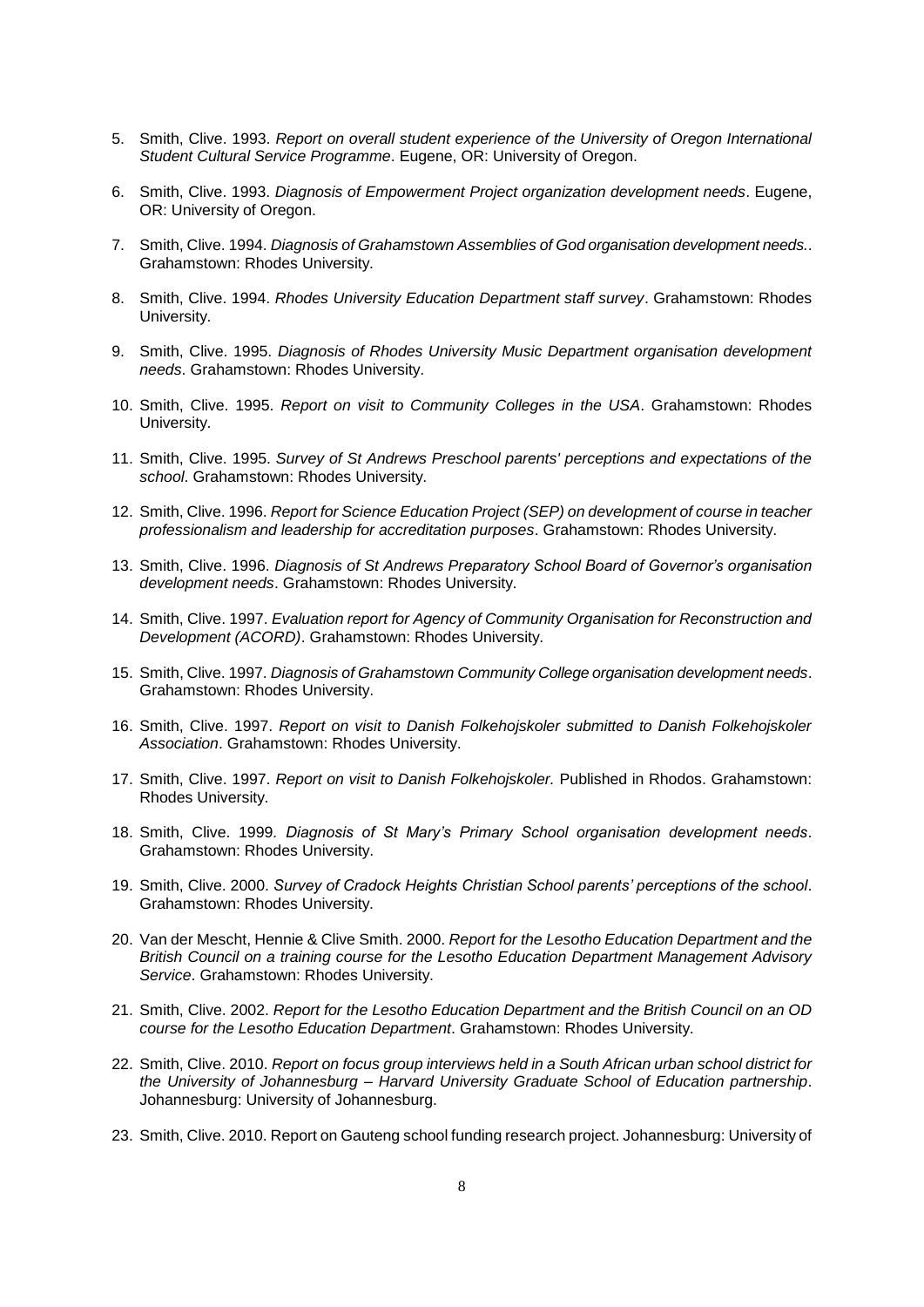5. Smith, Clive. 1993. *Report on overall student experience of the University of Oregon International Student Cultural Service Programme*. Eugene, OR: University of Oregon.

6. Smith, Clive. 1993. *Diagnosis of Empowerment Project organization development needs*. Eugene, OR: University of Oregon.

7. Smith, Clive. 1994. *Diagnosis of Grahamstown Assemblies of God organisation development needs.*. Grahamstown: Rhodes University.

8. Smith, Clive. 1994. *Rhodes University Education Department staff survey*. Grahamstown: Rhodes University.

9. Smith, Clive. 1995. *Diagnosis of Rhodes University Music Department organisation development needs*. Grahamstown: Rhodes University.

10. Smith, Clive. 1995. *Report on visit to Community Colleges in the USA*. Grahamstown: Rhodes University.

11. Smith, Clive. 1995. *Survey of St Andrews Preschool parents' perceptions and expectations of the school*. Grahamstown: Rhodes University.

12. Smith, Clive. 1996. *Report for Science Education Project (SEP) on development of course in teacher professionalism and leadership for accreditation purposes*. Grahamstown: Rhodes University.

13. Smith, Clive. 1996. *Diagnosis of St Andrews Preparatory School Board of Governor's organisation development needs*. Grahamstown: Rhodes University.

14. Smith, Clive. 1997. *Evaluation report for Agency of Community Organisation for Reconstruction and Development (ACORD)*. Grahamstown: Rhodes University.

15. Smith, Clive. 1997. *Diagnosis of Grahamstown Community College organisation development needs*. Grahamstown: Rhodes University.

16. Smith, Clive. 1997. *Report on visit to Danish Folkehojskoler submitted to Danish Folkehojskoler Association*. Grahamstown: Rhodes University.

17. Smith, Clive. 1997. *Report on visit to Danish Folkehojskoler.* Published in Rhodos. Grahamstown: Rhodes University.

18. Smith, Clive. 1999. *Diagnosis of St Mary's Primary School organisation development needs*. Grahamstown: Rhodes University.

19. Smith, Clive. 2000. *Survey of Cradock Heights Christian School parents' perceptions of the school*. Grahamstown: Rhodes University.

20. Van der Mescht, Hennie & Clive Smith. 2000. *Report for the Lesotho Education Department and the British Council on a training course for the Lesotho Education Department Management Advisory Service*. Grahamstown: Rhodes University.

21. Smith, Clive. 2002. *Report for the Lesotho Education Department and the British Council on an OD course for the Lesotho Education Department*. Grahamstown: Rhodes University.

22. Smith, Clive. 2010. *Report on focus group interviews held in a South African urban school district for the University of Johannesburg – Harvard University Graduate School of Education partnership*. Johannesburg: University of Johannesburg.

23. Smith, Clive. 2010. Report on Gauteng school funding research project. Johannesburg: University of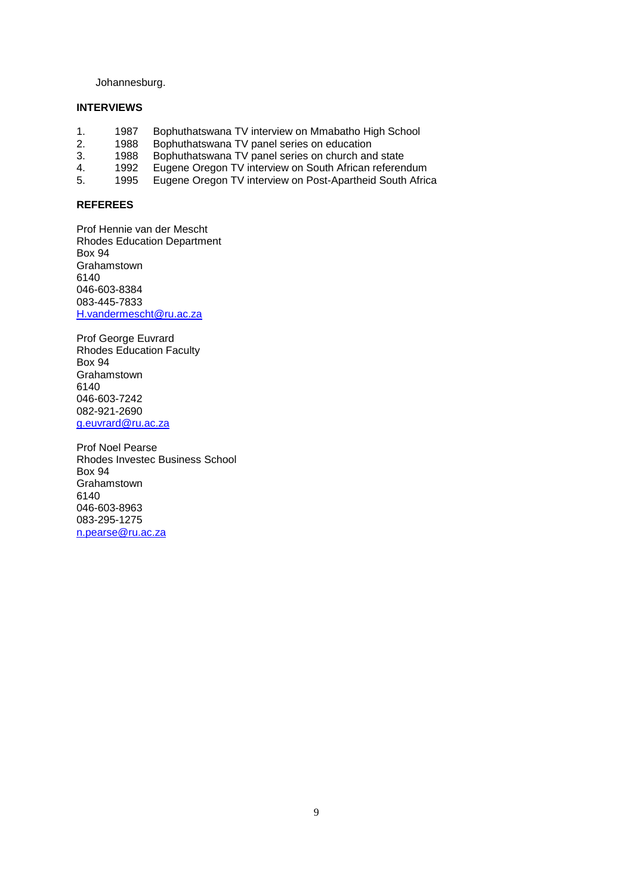Johannesburg.

**INTERVIEWS**

1. 1987 Bophuthatswana TV interview on Mmabatho High School
2. 1988 Bophuthatswana TV panel series on education
3. 1988 Bophuthatswana TV panel series on church and state
4. 1992 Eugene Oregon TV interview on South African referendum
5. 1995 Eugene Oregon TV interview on Post-Apartheid South Africa

**REFEREES**

Prof Hennie van der Mescht
Rhodes Education Department
Box 94
Grahamstown
6140
046-603-8384
083-445-7833
H.vandermescht@ru.ac.za

Prof George Euvrard
Rhodes Education Faculty
Box 94
Grahamstown
6140
046-603-7242
082-921-2690
g.euvrard@ru.ac.za

Prof Noel Pearse
Rhodes Investec Business School
Box 94
Grahamstown
6140
046-603-8963
083-295-1275
n.pearse@ru.ac.za